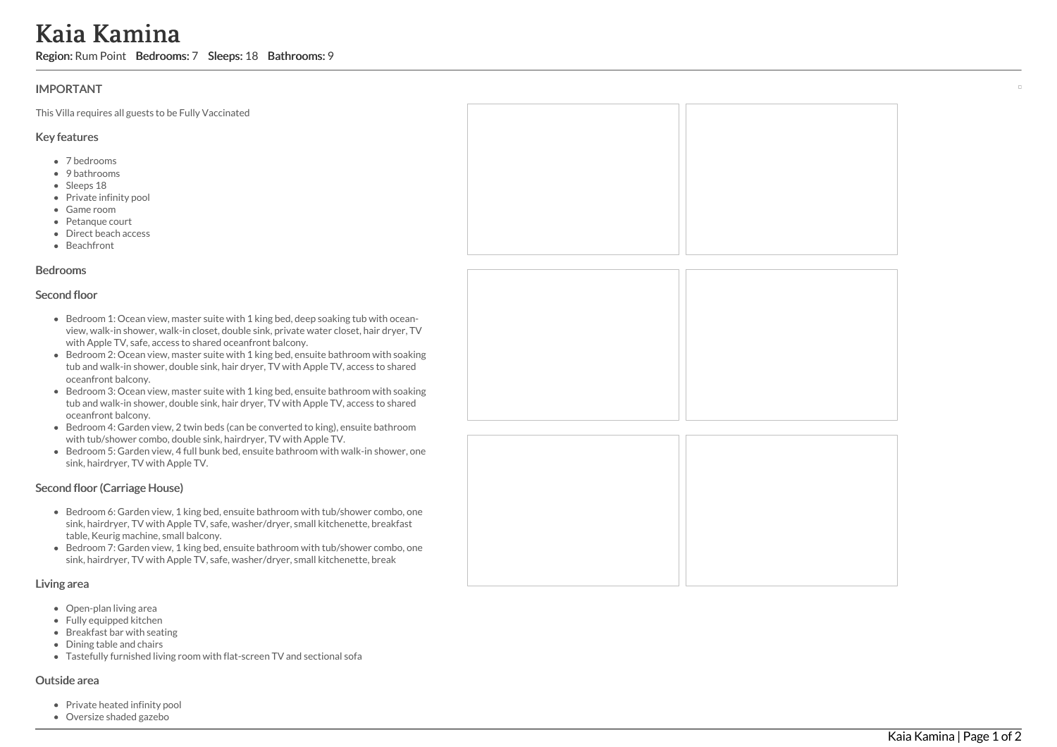# Kaia Kamina

**Region:** Rum Point **Bedrooms:** 7 **Sleeps:** 18 **Bathrooms:** 9

## IMPORTANT

This Villa requires all guests to be Fully Vaccinated

### Key features

- 7 bedrooms
- 9 bathrooms
- Sleeps 18
- Private infinity pool
- Game room
- Petanque court
- Direct beach access
- Beachfront

### Bedrooms

### Second floor

- Bedroom 1: Ocean view, master suite with 1 king bed, deep soaking tub with ocean-view, walk-in shower, walk-in closet, double sink, private water closet, hair dryer, TV with Apple TV, safe, access to shared oceanfront balcony.
- Bedroom 2: Ocean view, master suite with 1 king bed, ensuite bathroom with soaking tub and walk-in shower, double sink, hair dryer, TV with Apple TV, access to shared oceanfront balcony.
- Bedroom 3: Ocean view, master suite with 1 king bed, ensuite bathroom with soaking tub and walk-in shower, double sink, hair dryer, TV with Apple TV, access to shared oceanfront balcony.
- Bedroom 4: Garden view, 2 twin beds (can be converted to king), ensuite bathroom with tub/shower combo, double sink, hairdryer, TV with Apple TV.
- Bedroom 5: Garden view, 4 full bunk bed, ensuite bathroom with walk-in shower, one sink, hairdryer, TV with Apple TV.

### Second floor (Carriage House)

- Bedroom 6: Garden view, 1 king bed, ensuite bathroom with tub/shower combo, one sink, hairdryer, TV with Apple TV, safe, washer/dryer, small kitchenette, breakfast table, Keurig machine, small balcony.
- Bedroom 7: Garden view, 1 king bed, ensuite bathroom with tub/shower combo, one sink, hairdryer, TV with Apple TV, safe, washer/dryer, small kitchenette, break

### Living area

- Open-plan living area
- Fully equipped kitchen
- Breakfast bar with seating
- Dining table and chairs
- Tastefully furnished living room with flat-screen TV and sectional sofa

### Outside area

- Private heated infinity pool
- Oversize shaded gazebo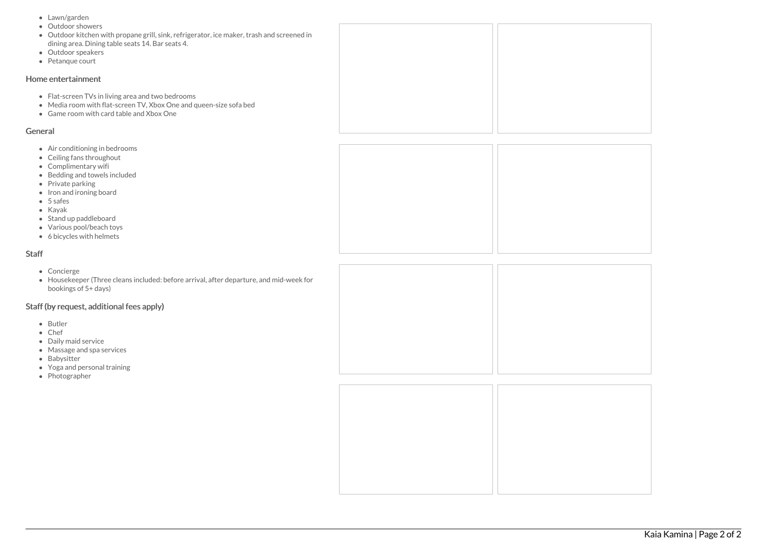- Lawn/garden
- Outdoor showers
- Outdoor kitchen with propane grill, sink, refrigerator, ice maker, trash and screened in dining area. Dining table seats 14. Bar seats 4.
- Outdoor speakers
- Petanque court

### Home entertainment

- Flat-screen TVs in living area and two bedrooms
- Media room with flat-screen TV, Xbox One and queen-size sofa bed
- Game room with card table and Xbox One

### General

- Air conditioning in bedrooms
- Ceiling fans throughout
- Complimentary wifi
- Bedding and towels included
- Private parking
- Iron and ironing board
- 5 safes
- Kayak
- Stand up paddleboard
- Various pool/beach toys
- 6 bicycles with helmets

### Staff

- Concierge
- Housekeeper (Three cleans included: before arrival, after departure, and mid-week for bookings of 5+ days)

### Staff (by request, additional fees apply)

- Butler
- Chef
- Daily maid service
- Massage and spa services
- Babysitter
- Yoga and personal training
- Photographer